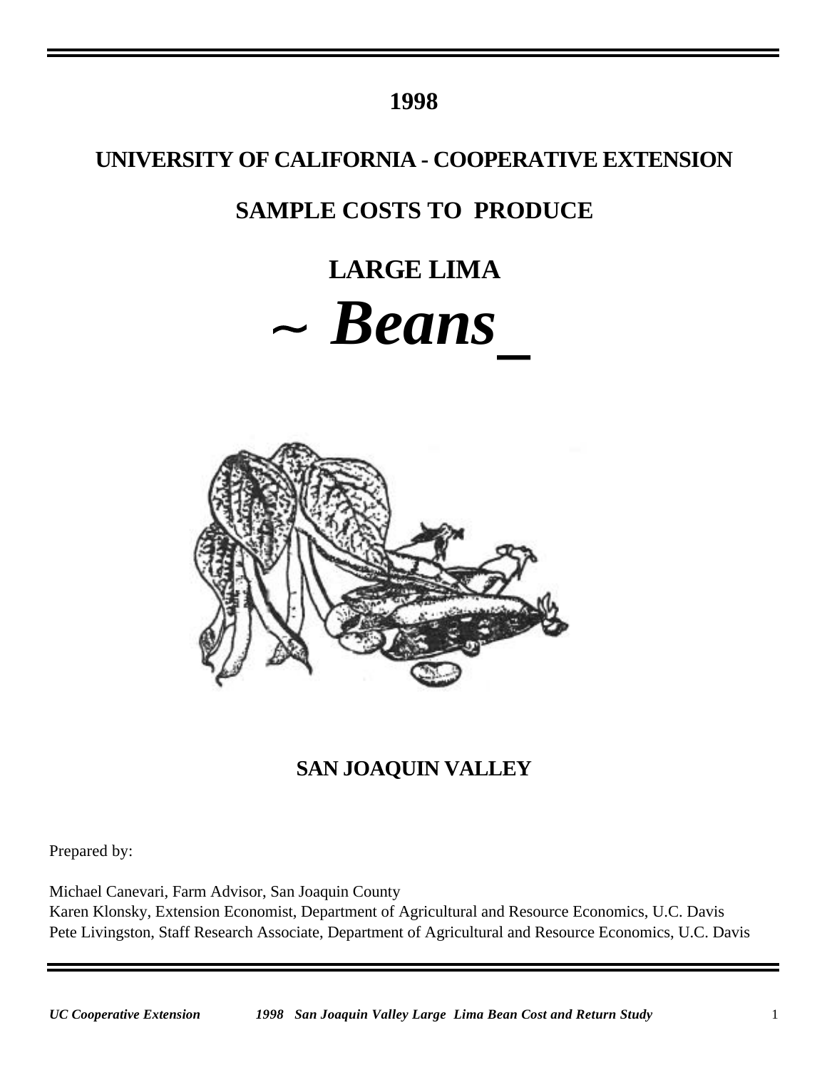# 1998

## UNIVERSITY OF CALIFORNIA - COOPERATIVE EXTENSION

## SAMPLE COSTS TO PRODUCE

## LARGE LIMA

# ~ *Beans*_

## SAN JOAQUIN VALLEY

Prepared by:

Michael Canevari, Farm Advisor, San Joaquin County
Karen Klonsky, Extension Economist, Department of Agricultural and Resource Economics, U.C. Davis
Pete Livingston, Staff Research Associate, Department of Agricultural and Resource Economics, U.C. Davis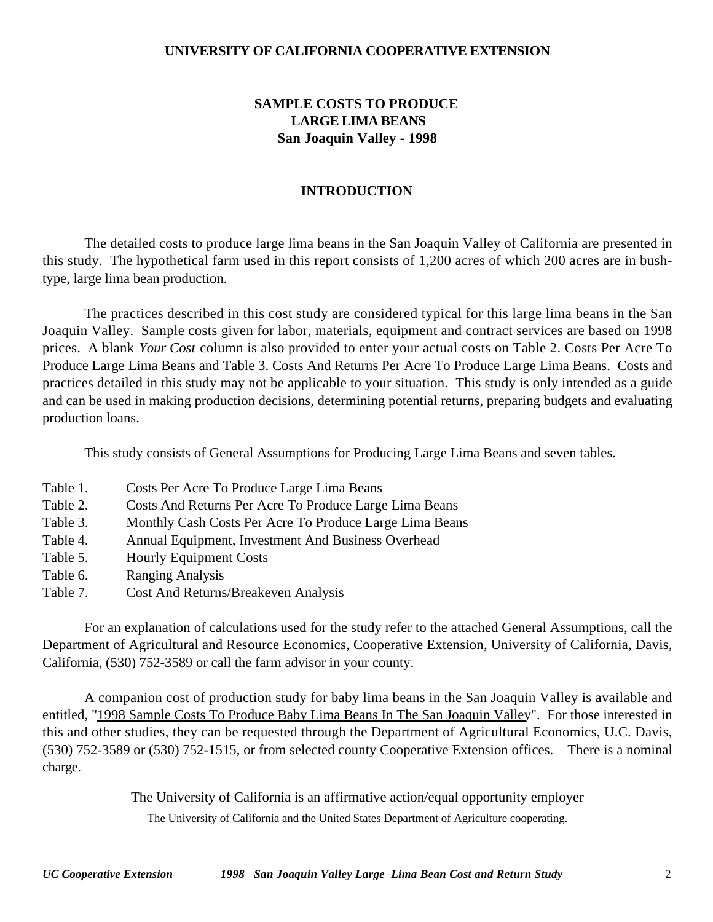**UNIVERSITY OF CALIFORNIA COOPERATIVE EXTENSION**

# SAMPLE COSTS TO PRODUCE LARGE LIMA BEANS San Joaquin Valley - 1998

## INTRODUCTION

The detailed costs to produce large lima beans in the San Joaquin Valley of California are presented in this study. The hypothetical farm used in this report consists of 1,200 acres of which 200 acres are in bush-type, large lima bean production.

The practices described in this cost study are considered typical for this large lima beans in the San Joaquin Valley. Sample costs given for labor, materials, equipment and contract services are based on 1998 prices. A blank *Your Cost* column is also provided to enter your actual costs on Table 2. Costs Per Acre To Produce Large Lima Beans and Table 3. Costs And Returns Per Acre To Produce Large Lima Beans. Costs and practices detailed in this study may not be applicable to your situation. This study is only intended as a guide and can be used in making production decisions, determining potential returns, preparing budgets and evaluating production loans.

This study consists of General Assumptions for Producing Large Lima Beans and seven tables.

- Table 1. Costs Per Acre To Produce Large Lima Beans
- Table 2. Costs And Returns Per Acre To Produce Large Lima Beans
- Table 3. Monthly Cash Costs Per Acre To Produce Large Lima Beans
- Table 4. Annual Equipment, Investment And Business Overhead
- Table 5. Hourly Equipment Costs
- Table 6. Ranging Analysis
- Table 7. Cost And Returns/Breakeven Analysis

For an explanation of calculations used for the study refer to the attached General Assumptions, call the Department of Agricultural and Resource Economics, Cooperative Extension, University of California, Davis, California, (530) 752-3589 or call the farm advisor in your county.

A companion cost of production study for baby lima beans in the San Joaquin Valley is available and entitled, "1998 Sample Costs To Produce Baby Lima Beans In The San Joaquin Valley". For those interested in this and other studies, they can be requested through the Department of Agricultural Economics, U.C. Davis, (530) 752-3589 or (530) 752-1515, or from selected county Cooperative Extension offices. There is a nominal charge.

The University of California is an affirmative action/equal opportunity employer

The University of California and the United States Department of Agriculture cooperating.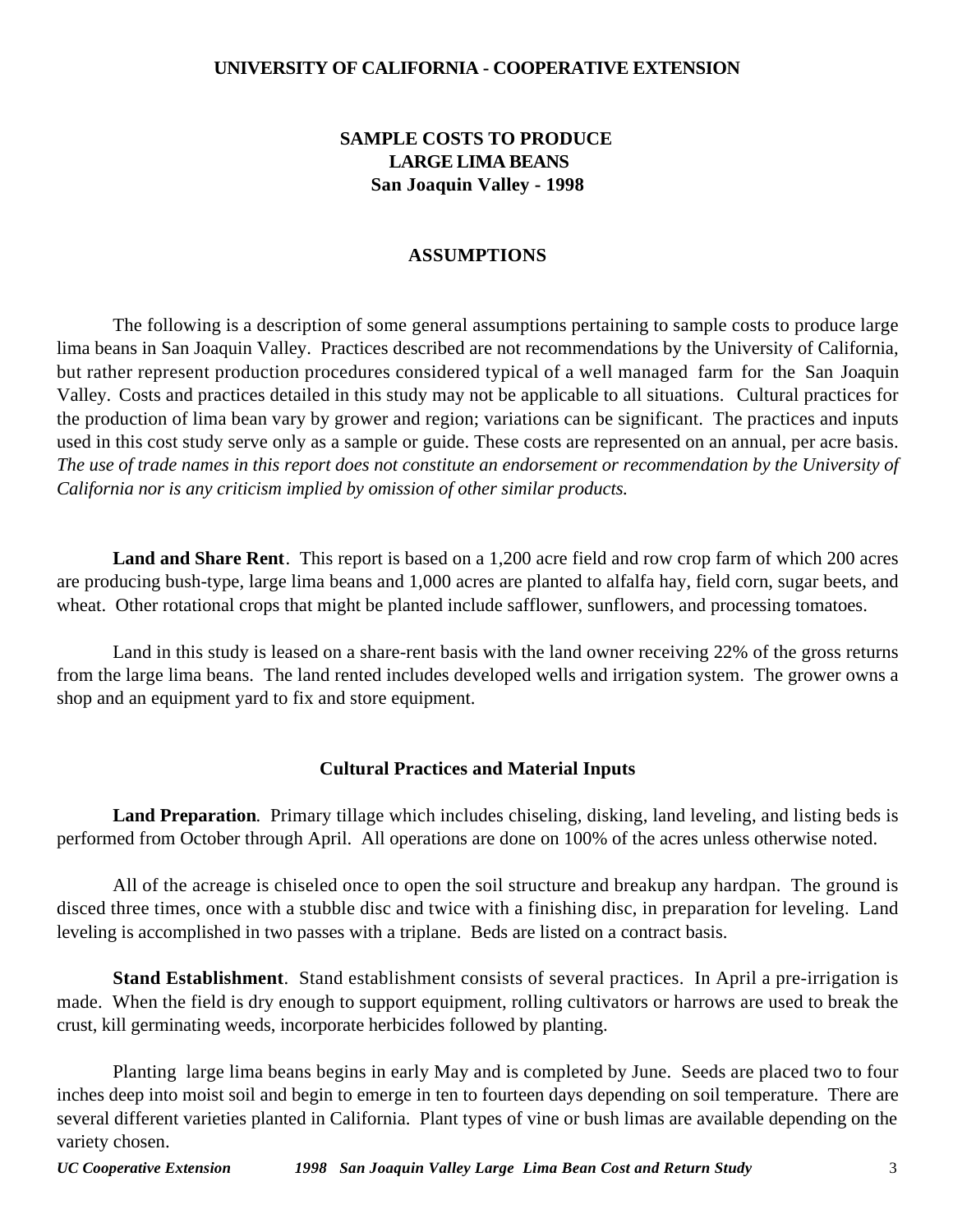**UNIVERSITY OF CALIFORNIA - COOPERATIVE EXTENSION**

# SAMPLE COSTS TO PRODUCE LARGE LIMA BEANS San Joaquin Valley - 1998

## ASSUMPTIONS

The following is a description of some general assumptions pertaining to sample costs to produce large lima beans in San Joaquin Valley. Practices described are not recommendations by the University of California, but rather represent production procedures considered typical of a well managed farm for the San Joaquin Valley. Costs and practices detailed in this study may not be applicable to all situations. Cultural practices for the production of lima bean vary by grower and region; variations can be significant. The practices and inputs used in this cost study serve only as a sample or guide. These costs are represented on an annual, per acre basis. *The use of trade names in this report does not constitute an endorsement or recommendation by the University of California nor is any criticism implied by omission of other similar products.*

**Land and Share Rent**. This report is based on a 1,200 acre field and row crop farm of which 200 acres are producing bush-type, large lima beans and 1,000 acres are planted to alfalfa hay, field corn, sugar beets, and wheat. Other rotational crops that might be planted include safflower, sunflowers, and processing tomatoes.

Land in this study is leased on a share-rent basis with the land owner receiving 22% of the gross returns from the large lima beans. The land rented includes developed wells and irrigation system. The grower owns a shop and an equipment yard to fix and store equipment.

### Cultural Practices and Material Inputs

**Land Preparation***.* Primary tillage which includes chiseling, disking, land leveling, and listing beds is performed from October through April. All operations are done on 100% of the acres unless otherwise noted.

All of the acreage is chiseled once to open the soil structure and breakup any hardpan. The ground is disced three times, once with a stubble disc and twice with a finishing disc, in preparation for leveling. Land leveling is accomplished in two passes with a triplane. Beds are listed on a contract basis.

**Stand Establishment**. Stand establishment consists of several practices. In April a pre-irrigation is made. When the field is dry enough to support equipment, rolling cultivators or harrows are used to break the crust, kill germinating weeds, incorporate herbicides followed by planting.

Planting large lima beans begins in early May and is completed by June. Seeds are placed two to four inches deep into moist soil and begin to emerge in ten to fourteen days depending on soil temperature. There are several different varieties planted in California. Plant types of vine or bush limas are available depending on the variety chosen.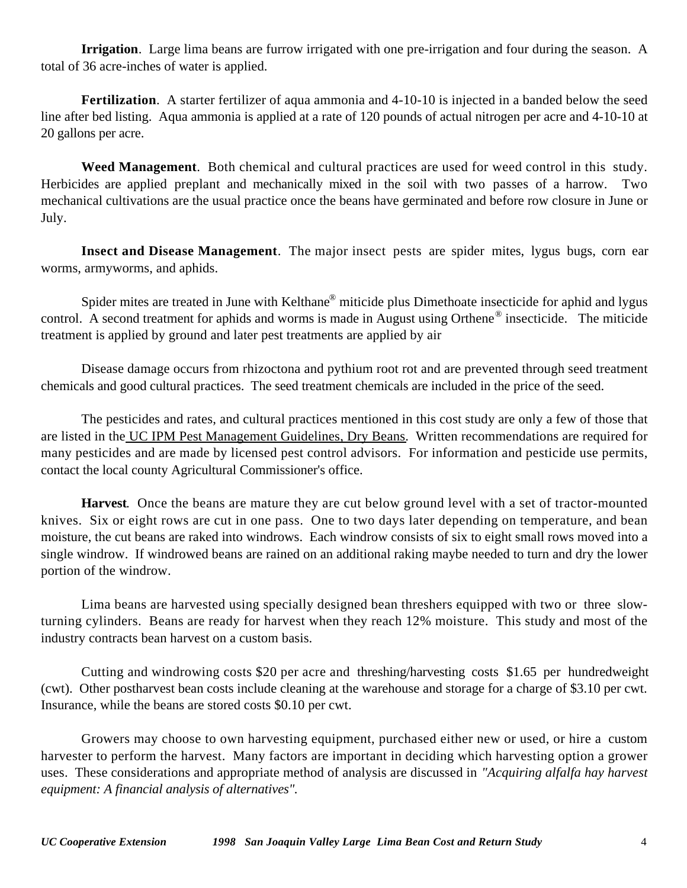**Irrigation**. Large lima beans are furrow irrigated with one pre-irrigation and four during the season. A total of 36 acre-inches of water is applied.

**Fertilization**. A starter fertilizer of aqua ammonia and 4-10-10 is injected in a banded below the seed line after bed listing. Aqua ammonia is applied at a rate of 120 pounds of actual nitrogen per acre and 4-10-10 at 20 gallons per acre.

**Weed Management**. Both chemical and cultural practices are used for weed control in this study. Herbicides are applied preplant and mechanically mixed in the soil with two passes of a harrow. Two mechanical cultivations are the usual practice once the beans have germinated and before row closure in June or July.

**Insect and Disease Management**. The major insect pests are spider mites, lygus bugs, corn ear worms, armyworms, and aphids.

Spider mites are treated in June with Kelthane® miticide plus Dimethoate insecticide for aphid and lygus control. A second treatment for aphids and worms is made in August using Orthene® insecticide. The miticide treatment is applied by ground and later pest treatments are applied by air

Disease damage occurs from rhizoctona and pythium root rot and are prevented through seed treatment chemicals and good cultural practices. The seed treatment chemicals are included in the price of the seed.

The pesticides and rates, and cultural practices mentioned in this cost study are only a few of those that are listed in the UC IPM Pest Management Guidelines, Dry Beans. Written recommendations are required for many pesticides and are made by licensed pest control advisors. For information and pesticide use permits, contact the local county Agricultural Commissioner's office.

**Harvest**. Once the beans are mature they are cut below ground level with a set of tractor-mounted knives. Six or eight rows are cut in one pass. One to two days later depending on temperature, and bean moisture, the cut beans are raked into windrows. Each windrow consists of six to eight small rows moved into a single windrow. If windrowed beans are rained on an additional raking maybe needed to turn and dry the lower portion of the windrow.

Lima beans are harvested using specially designed bean threshers equipped with two or three slow-turning cylinders. Beans are ready for harvest when they reach 12% moisture. This study and most of the industry contracts bean harvest on a custom basis.

Cutting and windrowing costs $20 per acre and threshing/harvesting costs $1.65 per hundredweight (cwt). Other postharvest bean costs include cleaning at the warehouse and storage for a charge of $3.10 per cwt. Insurance, while the beans are stored costs $0.10 per cwt.

Growers may choose to own harvesting equipment, purchased either new or used, or hire a custom harvester to perform the harvest. Many factors are important in deciding which harvesting option a grower uses. These considerations and appropriate method of analysis are discussed in *"Acquiring alfalfa hay harvest equipment: A financial analysis of alternatives"*.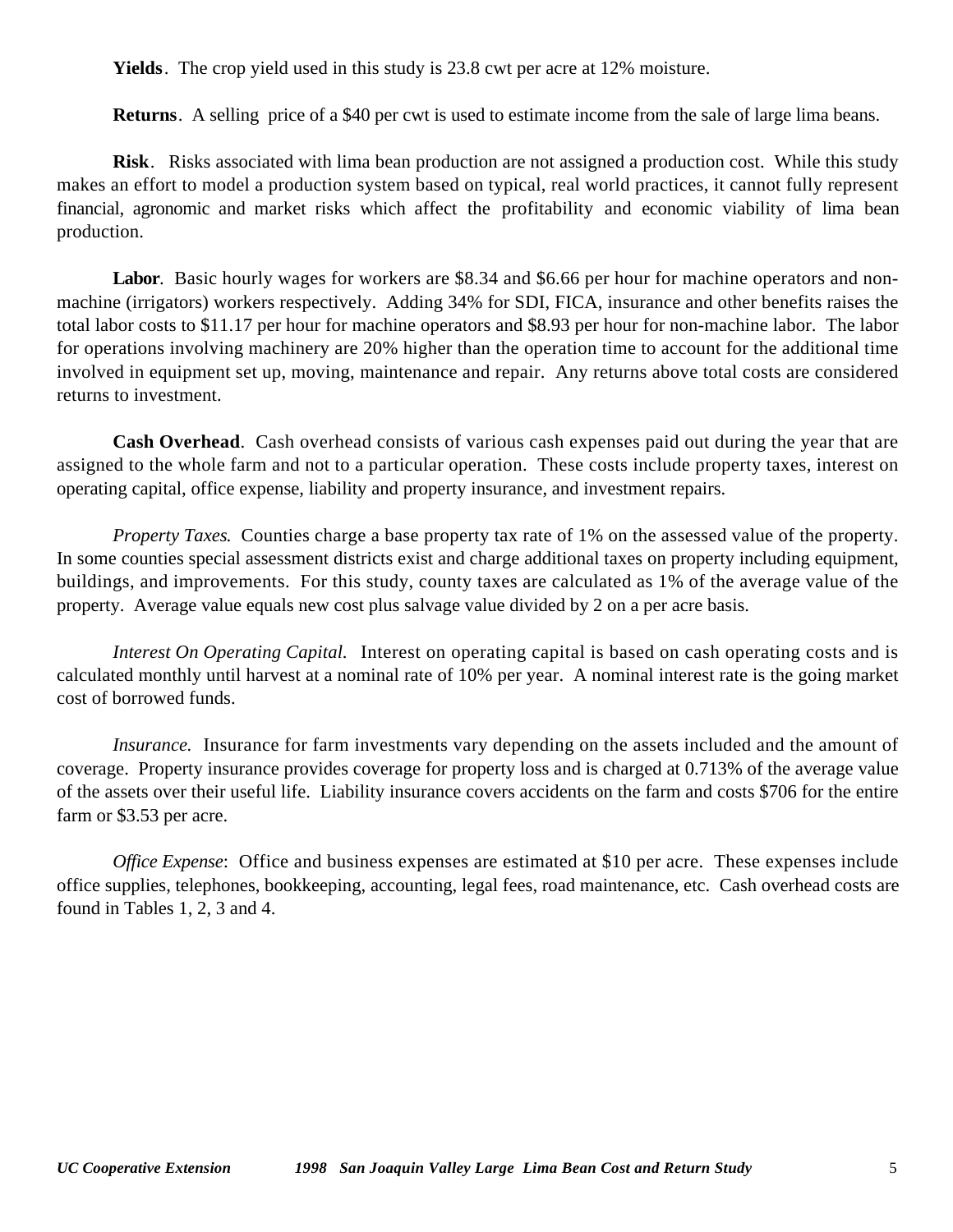**Yields**. The crop yield used in this study is 23.8 cwt per acre at 12% moisture.

**Returns**. A selling price of a $40 per cwt is used to estimate income from the sale of large lima beans.

**Risk**. Risks associated with lima bean production are not assigned a production cost. While this study makes an effort to model a production system based on typical, real world practices, it cannot fully represent financial, agronomic and market risks which affect the profitability and economic viability of lima bean production.

**Labor**. Basic hourly wages for workers are $8.34 and $6.66 per hour for machine operators and non-machine (irrigators) workers respectively. Adding 34% for SDI, FICA, insurance and other benefits raises the total labor costs to $11.17 per hour for machine operators and $8.93 per hour for non-machine labor. The labor for operations involving machinery are 20% higher than the operation time to account for the additional time involved in equipment set up, moving, maintenance and repair. Any returns above total costs are considered returns to investment.

**Cash Overhead**. Cash overhead consists of various cash expenses paid out during the year that are assigned to the whole farm and not to a particular operation. These costs include property taxes, interest on operating capital, office expense, liability and property insurance, and investment repairs.

*Property Taxes.* Counties charge a base property tax rate of 1% on the assessed value of the property. In some counties special assessment districts exist and charge additional taxes on property including equipment, buildings, and improvements. For this study, county taxes are calculated as 1% of the average value of the property. Average value equals new cost plus salvage value divided by 2 on a per acre basis.

*Interest On Operating Capital.* Interest on operating capital is based on cash operating costs and is calculated monthly until harvest at a nominal rate of 10% per year. A nominal interest rate is the going market cost of borrowed funds.

*Insurance.* Insurance for farm investments vary depending on the assets included and the amount of coverage. Property insurance provides coverage for property loss and is charged at 0.713% of the average value of the assets over their useful life. Liability insurance covers accidents on the farm and costs $706 for the entire farm or $3.53 per acre.

*Office Expense*: Office and business expenses are estimated at $10 per acre. These expenses include office supplies, telephones, bookkeeping, accounting, legal fees, road maintenance, etc. Cash overhead costs are found in Tables 1, 2, 3 and 4.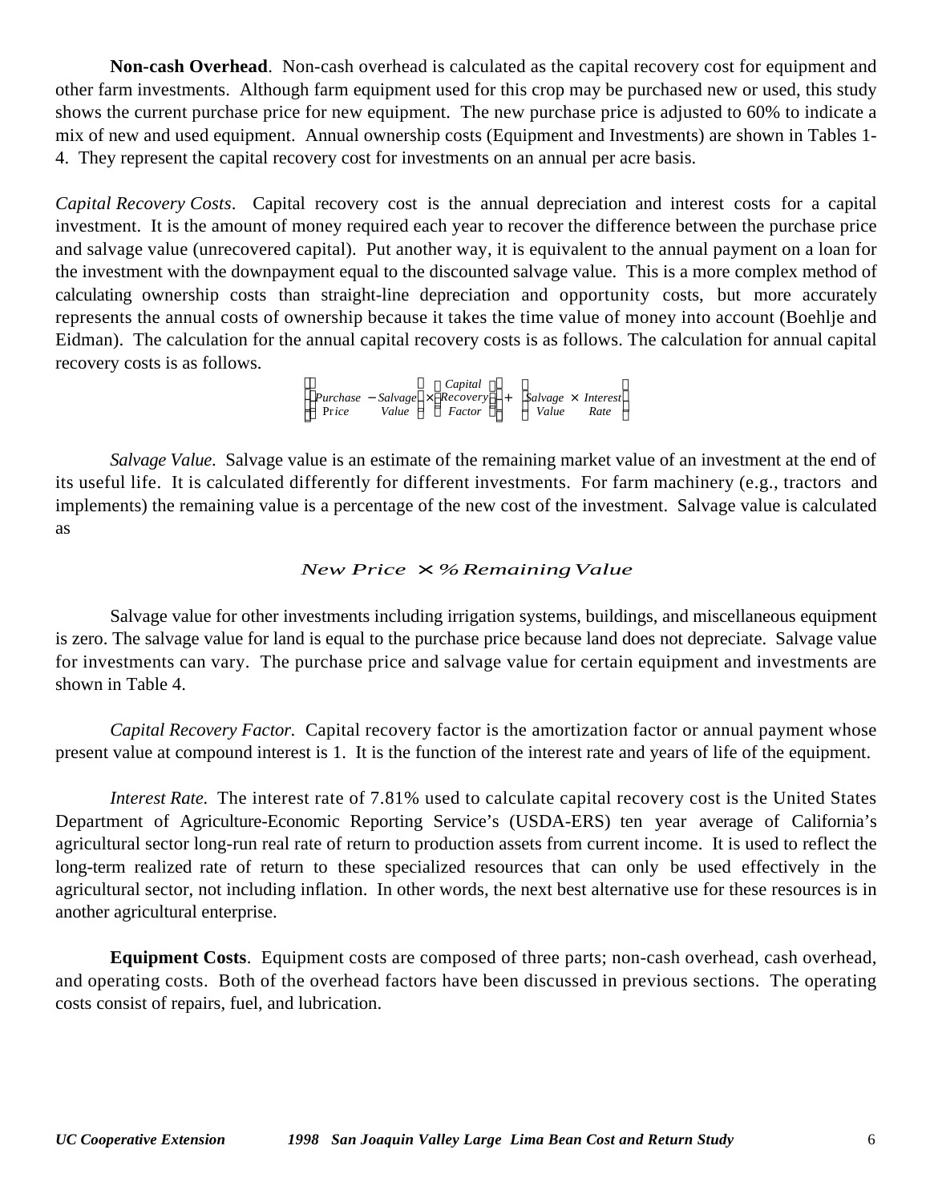**Non-cash Overhead**. Non-cash overhead is calculated as the capital recovery cost for equipment and other farm investments. Although farm equipment used for this crop may be purchased new or used, this study shows the current purchase price for new equipment. The new purchase price is adjusted to 60% to indicate a mix of new and used equipment. Annual ownership costs (Equipment and Investments) are shown in Tables 1-4. They represent the capital recovery cost for investments on an annual per acre basis.

*Capital Recovery Costs*. Capital recovery cost is the annual depreciation and interest costs for a capital investment. It is the amount of money required each year to recover the difference between the purchase price and salvage value (unrecovered capital). Put another way, it is equivalent to the annual payment on a loan for the investment with the downpayment equal to the discounted salvage value. This is a more complex method of calculating ownership costs than straight-line depreciation and opportunity costs, but more accurately represents the annual costs of ownership because it takes the time value of money into account (Boehlje and Eidman). The calculation for the annual capital recovery costs is as follows. The calculation for annual capital recovery costs is as follows.

$$\left[\left(\begin{matrix}Purchase\\Price\end{matrix} - \begin{matrix}Salvage\\Value\end{matrix}\right) \times \left(\begin{matrix}Capital\\Recovery\\Factor\end{matrix}\right)\right] + \left(\begin{matrix}Salvage\\Value\end{matrix} \times \begin{matrix}Interest\\Rate\end{matrix}\right)$$

*Salvage Value.* Salvage value is an estimate of the remaining market value of an investment at the end of its useful life. It is calculated differently for different investments. For farm machinery (e.g., tractors and implements) the remaining value is a percentage of the new cost of the investment. Salvage value is calculated as

$$New\ Price \times \%\ Remaining\ Value$$

Salvage value for other investments including irrigation systems, buildings, and miscellaneous equipment is zero. The salvage value for land is equal to the purchase price because land does not depreciate. Salvage value for investments can vary. The purchase price and salvage value for certain equipment and investments are shown in Table 4.

*Capital Recovery Factor.* Capital recovery factor is the amortization factor or annual payment whose present value at compound interest is 1. It is the function of the interest rate and years of life of the equipment.

*Interest Rate.* The interest rate of 7.81% used to calculate capital recovery cost is the United States Department of Agriculture-Economic Reporting Service's (USDA-ERS) ten year average of California's agricultural sector long-run real rate of return to production assets from current income. It is used to reflect the long-term realized rate of return to these specialized resources that can only be used effectively in the agricultural sector, not including inflation. In other words, the next best alternative use for these resources is in another agricultural enterprise.

**Equipment Costs**. Equipment costs are composed of three parts; non-cash overhead, cash overhead, and operating costs. Both of the overhead factors have been discussed in previous sections. The operating costs consist of repairs, fuel, and lubrication.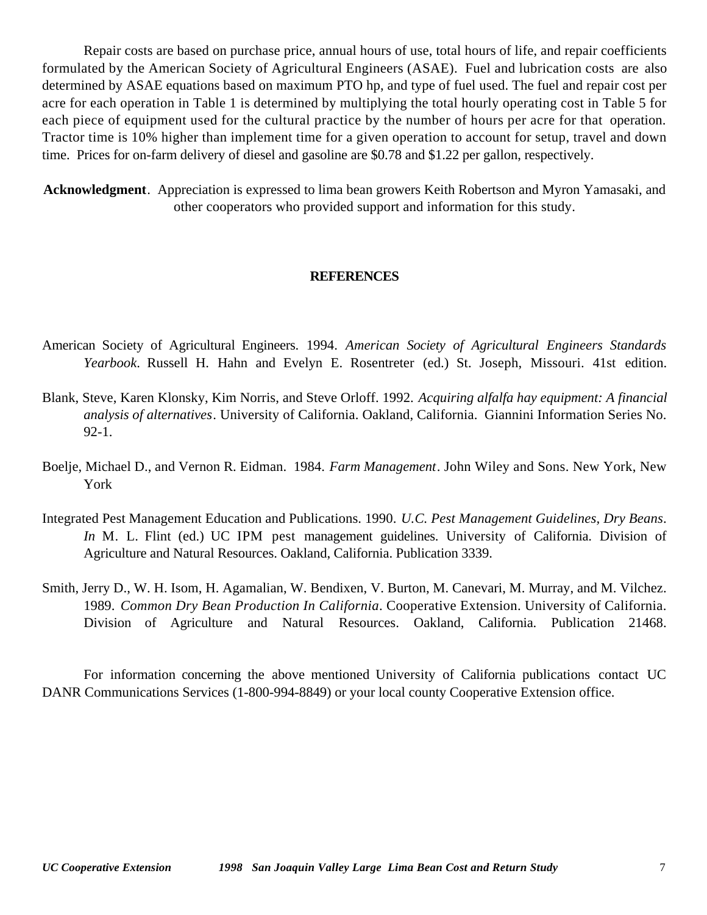Repair costs are based on purchase price, annual hours of use, total hours of life, and repair coefficients formulated by the American Society of Agricultural Engineers (ASAE). Fuel and lubrication costs are also determined by ASAE equations based on maximum PTO hp, and type of fuel used. The fuel and repair cost per acre for each operation in Table 1 is determined by multiplying the total hourly operating cost in Table 5 for each piece of equipment used for the cultural practice by the number of hours per acre for that operation. Tractor time is 10% higher than implement time for a given operation to account for setup, travel and down time. Prices for on-farm delivery of diesel and gasoline are $0.78 and $1.22 per gallon, respectively.

**Acknowledgment**. Appreciation is expressed to lima bean growers Keith Robertson and Myron Yamasaki, and other cooperators who provided support and information for this study.

## REFERENCES

American Society of Agricultural Engineers. 1994. *American Society of Agricultural Engineers Standards Yearbook*. Russell H. Hahn and Evelyn E. Rosentreter (ed.) St. Joseph, Missouri. 41st edition.

Blank, Steve, Karen Klonsky, Kim Norris, and Steve Orloff. 1992. *Acquiring alfalfa hay equipment: A financial analysis of alternatives*. University of California. Oakland, California. Giannini Information Series No. 92-1.

Boelje, Michael D., and Vernon R. Eidman. 1984. *Farm Management*. John Wiley and Sons. New York, New York

Integrated Pest Management Education and Publications. 1990. *U.C. Pest Management Guidelines, Dry Beans*. *In* M. L. Flint (ed.) UC IPM pest management guidelines. University of California. Division of Agriculture and Natural Resources. Oakland, California. Publication 3339.

Smith, Jerry D., W. H. Isom, H. Agamalian, W. Bendixen, V. Burton, M. Canevari, M. Murray, and M. Vilchez. 1989. *Common Dry Bean Production In California*. Cooperative Extension. University of California. Division of Agriculture and Natural Resources. Oakland, California. Publication 21468.

For information concerning the above mentioned University of California publications contact UC DANR Communications Services (1-800-994-8849) or your local county Cooperative Extension office.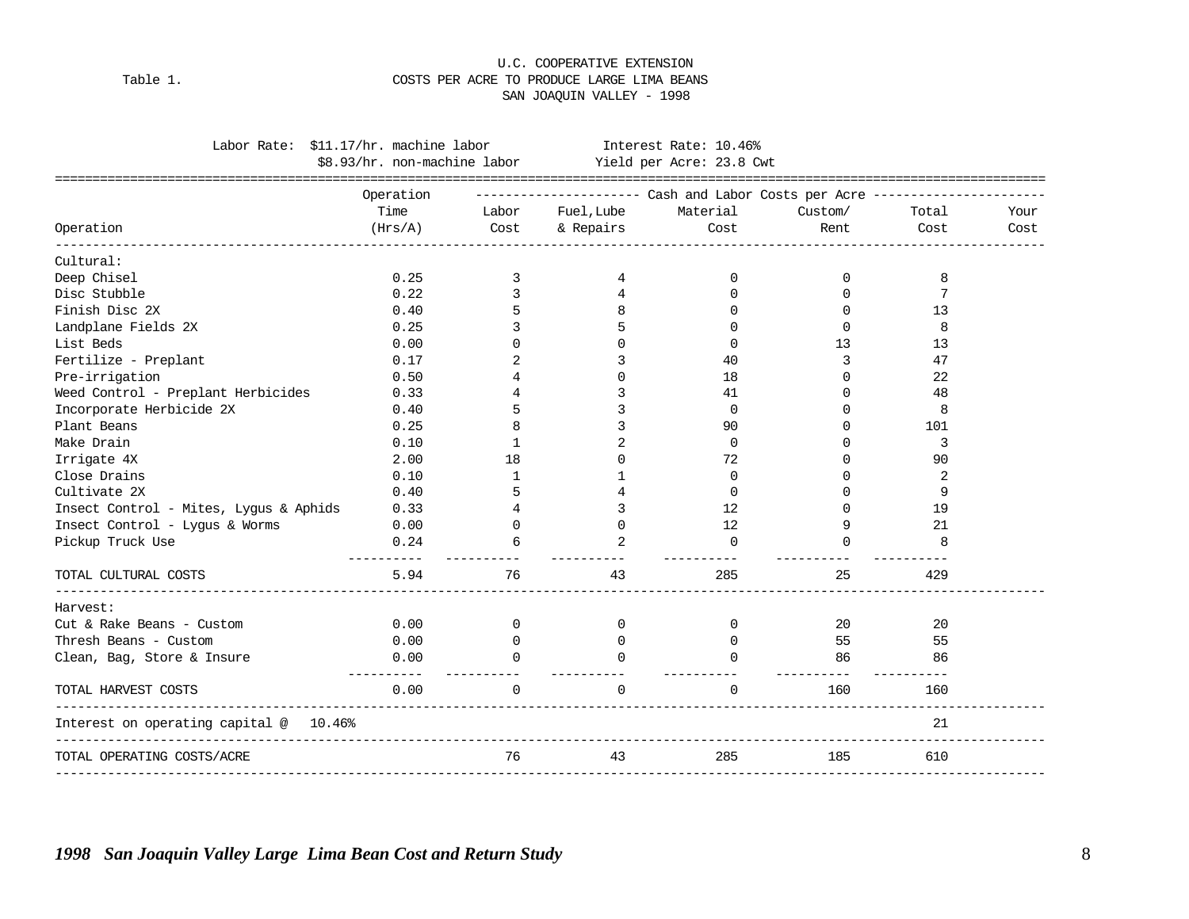U.C. COOPERATIVE EXTENSION

Table 1. COSTS PER ACRE TO PRODUCE LARGE LIMA BEANS

SAN JOAQUIN VALLEY - 1998

Labor Rate: $11.17/hr. machine labor Interest Rate: 10.46%

$8.93/hr. non-machine labor Yield per Acre: 23.8 Cwt

| Operation | Operation Time (Hrs/A) | Cash and Labor Costs per Acre: Labor Cost | Fuel, Lube & Repairs | Material Cost | Custom/ Rent | Total Cost | Your Cost |
|---|---|---|---|---|---|---|---|
| **Cultural:** | | | | | | | |
| Deep Chisel | 0.25 | 3 | 4 | 0 | 0 | 8 | |
| Disc Stubble | 0.22 | 3 | 4 | 0 | 0 | 7 | |
| Finish Disc 2X | 0.40 | 5 | 8 | 0 | 0 | 13 | |
| Landplane Fields 2X | 0.25 | 3 | 5 | 0 | 0 | 8 | |
| List Beds | 0.00 | 0 | 0 | 0 | 13 | 13 | |
| Fertilize - Preplant | 0.17 | 2 | 3 | 40 | 3 | 47 | |
| Pre-irrigation | 0.50 | 4 | 0 | 18 | 0 | 22 | |
| Weed Control - Preplant Herbicides | 0.33 | 4 | 3 | 41 | 0 | 48 | |
| Incorporate Herbicide 2X | 0.40 | 5 | 3 | 0 | 0 | 8 | |
| Plant Beans | 0.25 | 8 | 3 | 90 | 0 | 101 | |
| Make Drain | 0.10 | 1 | 2 | 0 | 0 | 3 | |
| Irrigate 4X | 2.00 | 18 | 0 | 72 | 0 | 90 | |
| Close Drains | 0.10 | 1 | 1 | 0 | 0 | 2 | |
| Cultivate 2X | 0.40 | 5 | 4 | 0 | 0 | 9 | |
| Insect Control - Mites, Lygus & Aphids | 0.33 | 4 | 3 | 12 | 0 | 19 | |
| Insect Control - Lygus & Worms | 0.00 | 0 | 0 | 12 | 9 | 21 | |
| Pickup Truck Use | 0.24 | 6 | 2 | 0 | 0 | 8 | |
| TOTAL CULTURAL COSTS | 5.94 | 76 | 43 | 285 | 25 | 429 | |
| **Harvest:** | | | | | | | |
| Cut & Rake Beans - Custom | 0.00 | 0 | 0 | 0 | 20 | 20 | |
| Thresh Beans - Custom | 0.00 | 0 | 0 | 0 | 55 | 55 | |
| Clean, Bag, Store & Insure | 0.00 | 0 | 0 | 0 | 86 | 86 | |
| TOTAL HARVEST COSTS | 0.00 | 0 | 0 | 0 | 160 | 160 | |
| Interest on operating capital @ 10.46% | | | | | | 21 | |
| TOTAL OPERATING COSTS/ACRE | | 76 | 43 | 285 | 185 | 610 | |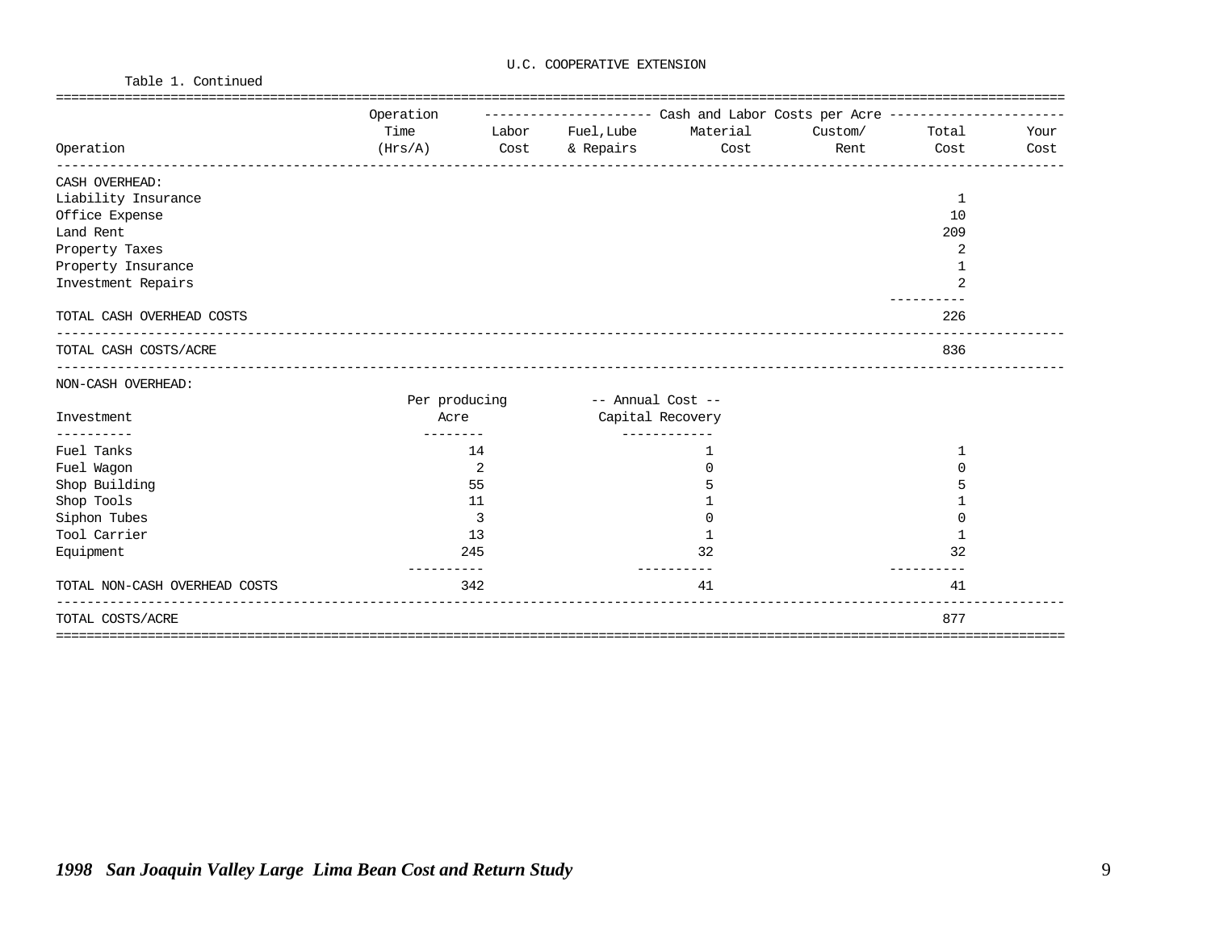U.C. COOPERATIVE EXTENSION

Table 1. Continued

| Operation | Operation Time (Hrs/A) | Labor Cost | Fuel,Lube & Repairs | Material Cost | Custom/ Rent | Total Cost | Your Cost |
|---|---|---|---|---|---|---|---|
| | | Cash and Labor Costs per Acre | | | | | |
| CASH OVERHEAD: | | | | | | | |
| Liability Insurance | | | | | | 1 | |
| Office Expense | | | | | | 10 | |
| Land Rent | | | | | | 209 | |
| Property Taxes | | | | | | 2 | |
| Property Insurance | | | | | | 1 | |
| Investment Repairs | | | | | | 2 | |
| TOTAL CASH OVERHEAD COSTS | | | | | | 226 | |
| TOTAL CASH COSTS/ACRE | | | | | | 836 | |

NON-CASH OVERHEAD:

| Investment | Per producing Acre | -- Annual Cost -- Capital Recovery | Total Cost | Your Cost |
|---|---|---|---|---|
| Fuel Tanks | 14 | 1 | 1 | |
| Fuel Wagon | 2 | 0 | 0 | |
| Shop Building | 55 | 5 | 5 | |
| Shop Tools | 11 | 1 | 1 | |
| Siphon Tubes | 3 | 0 | 0 | |
| Tool Carrier | 13 | 1 | 1 | |
| Equipment | 245 | 32 | 32 | |
| TOTAL NON-CASH OVERHEAD COSTS | 342 | 41 | 41 | |
| TOTAL COSTS/ACRE | | | 877 | |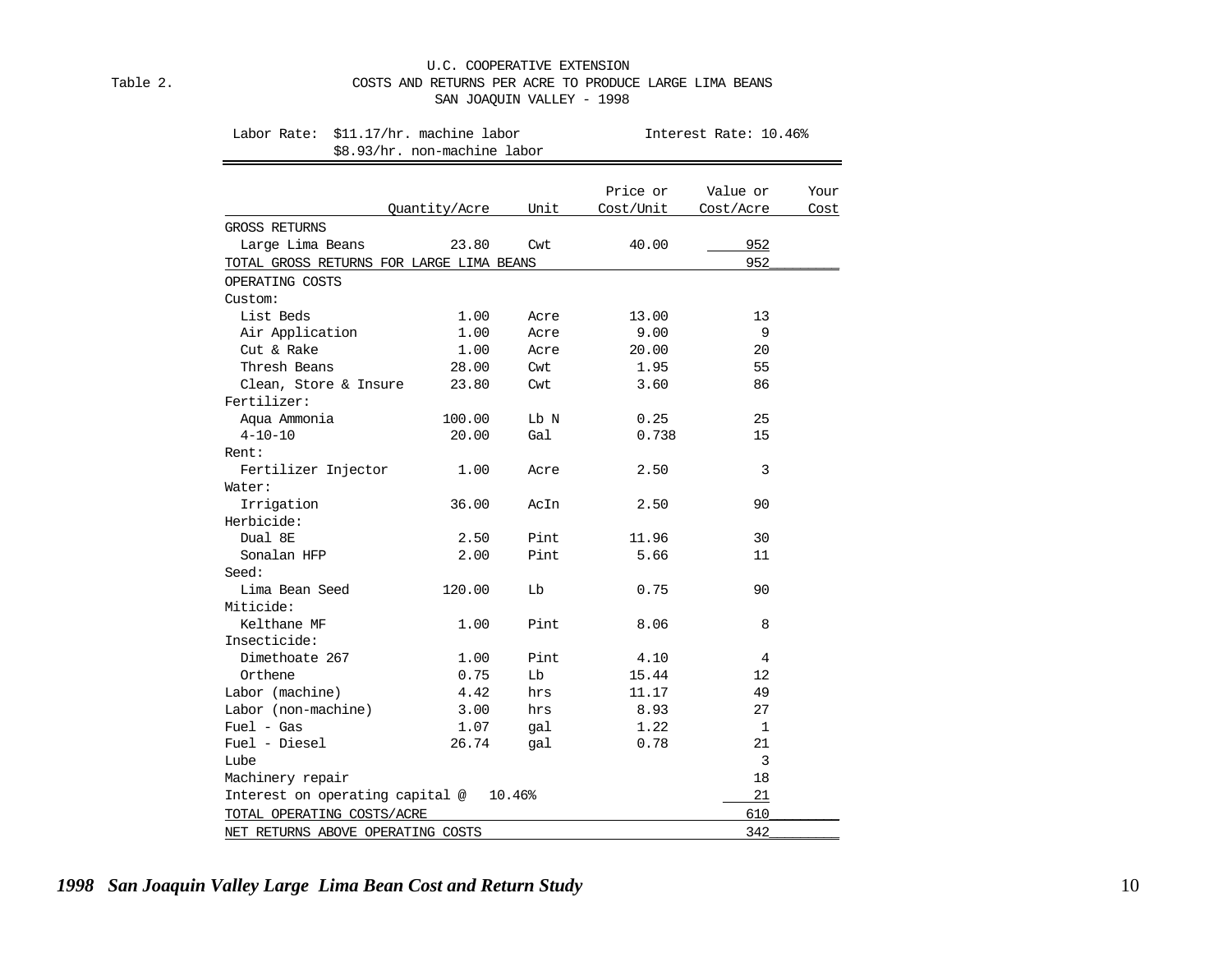U.C. COOPERATIVE EXTENSION

Table 2. COSTS AND RETURNS PER ACRE TO PRODUCE LARGE LIMA BEANS

SAN JOAQUIN VALLEY - 1998

Labor Rate: $11.17/hr. machine labor
$8.93/hr. non-machine labor

Interest Rate: 10.46%

| | Quantity/Acre | Unit | Price or Cost/Unit | Value or Cost/Acre | Your Cost |
|---|---|---|---|---|---|
| GROSS RETURNS | | | | | |
| Large Lima Beans | 23.80 | Cwt | 40.00 | 952 | |
| TOTAL GROSS RETURNS FOR LARGE LIMA BEANS | | | | 952 | |
| OPERATING COSTS | | | | | |
| Custom: | | | | | |
| List Beds | 1.00 | Acre | 13.00 | 13 | |
| Air Application | 1.00 | Acre | 9.00 | 9 | |
| Cut & Rake | 1.00 | Acre | 20.00 | 20 | |
| Thresh Beans | 28.00 | Cwt | 1.95 | 55 | |
| Clean, Store & Insure | 23.80 | Cwt | 3.60 | 86 | |
| Fertilizer: | | | | | |
| Aqua Ammonia | 100.00 | Lb N | 0.25 | 25 | |
| 4-10-10 | 20.00 | Gal | 0.738 | 15 | |
| Rent: | | | | | |
| Fertilizer Injector | 1.00 | Acre | 2.50 | 3 | |
| Water: | | | | | |
| Irrigation | 36.00 | AcIn | 2.50 | 90 | |
| Herbicide: | | | | | |
| Dual 8E | 2.50 | Pint | 11.96 | 30 | |
| Sonalan HFP | 2.00 | Pint | 5.66 | 11 | |
| Seed: | | | | | |
| Lima Bean Seed | 120.00 | Lb | 0.75 | 90 | |
| Miticide: | | | | | |
| Kelthane MF | 1.00 | Pint | 8.06 | 8 | |
| Insecticide: | | | | | |
| Dimethoate 267 | 1.00 | Pint | 4.10 | 4 | |
| Orthene | 0.75 | Lb | 15.44 | 12 | |
| Labor (machine) | 4.42 | hrs | 11.17 | 49 | |
| Labor (non-machine) | 3.00 | hrs | 8.93 | 27 | |
| Fuel - Gas | 1.07 | gal | 1.22 | 1 | |
| Fuel - Diesel | 26.74 | gal | 0.78 | 21 | |
| Lube | | | | 3 | |
| Machinery repair | | | | 18 | |
| Interest on operating capital @ 10.46% | | | | 21 | |
| TOTAL OPERATING COSTS/ACRE | | | | 610 | |
| NET RETURNS ABOVE OPERATING COSTS | | | | 342 | |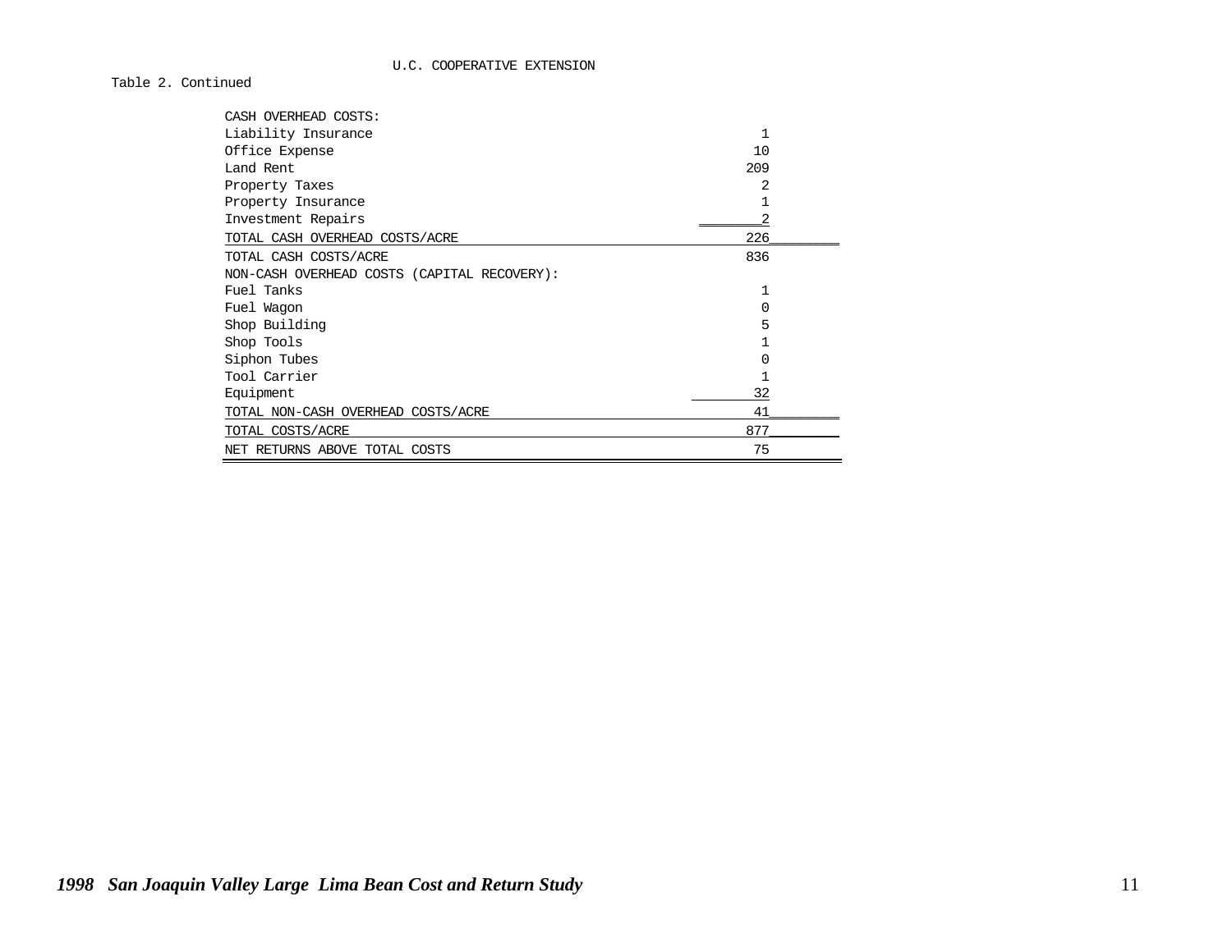U.C. COOPERATIVE EXTENSION

Table 2. Continued

| | |
|---|---|
| CASH OVERHEAD COSTS: | |
| Liability Insurance | 1 |
| Office Expense | 10 |
| Land Rent | 209 |
| Property Taxes | 2 |
| Property Insurance | 1 |
| Investment Repairs | 2 |
| TOTAL CASH OVERHEAD COSTS/ACRE | 226 |
| TOTAL CASH COSTS/ACRE | 836 |
| NON-CASH OVERHEAD COSTS (CAPITAL RECOVERY): | |
| Fuel Tanks | 1 |
| Fuel Wagon | 0 |
| Shop Building | 5 |
| Shop Tools | 1 |
| Siphon Tubes | 0 |
| Tool Carrier | 1 |
| Equipment | 32 |
| TOTAL NON-CASH OVERHEAD COSTS/ACRE | 41 |
| TOTAL COSTS/ACRE | 877 |
| NET RETURNS ABOVE TOTAL COSTS | 75 |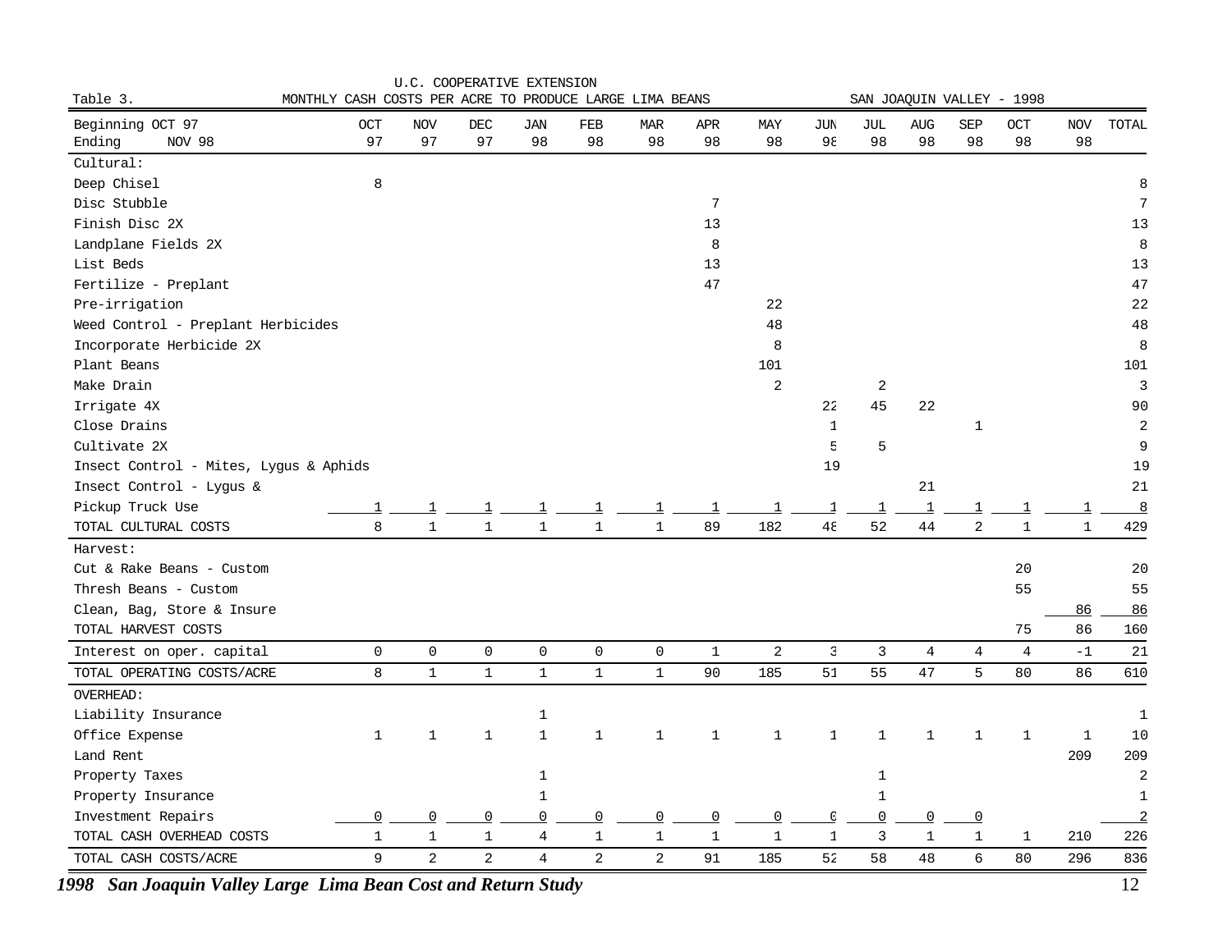U.C. COOPERATIVE EXTENSION

Table 3. MONTHLY CASH COSTS PER ACRE TO PRODUCE LARGE LIMA BEANS — SAN JOAQUIN VALLEY - 1998

| Beginning OCT 97 / Ending NOV 98 | OCT 97 | NOV 97 | DEC 97 | JAN 98 | FEB 98 | MAR 98 | APR 98 | MAY 98 | JUN 98 | JUL 98 | AUG 98 | SEP 98 | OCT 98 | NOV 98 | TOTAL |
|---|---|---|---|---|---|---|---|---|---|---|---|---|---|---|---|
| Cultural: | | | | | | | | | | | | | | | |
| Deep Chisel | 8 | | | | | | | | | | | | | | 8 |
| Disc Stubble | | | | | | | 7 | | | | | | | | 7 |
| Finish Disc 2X | | | | | | | 13 | | | | | | | | 13 |
| Landplane Fields 2X | | | | | | | 8 | | | | | | | | 8 |
| List Beds | | | | | | | 13 | | | | | | | | 13 |
| Fertilize - Preplant | | | | | | | 47 | | | | | | | | 47 |
| Pre-irrigation | | | | | | | | 22 | | | | | | | 22 |
| Weed Control - Preplant Herbicides | | | | | | | | 48 | | | | | | | 48 |
| Incorporate Herbicide 2X | | | | | | | | 8 | | | | | | | 8 |
| Plant Beans | | | | | | | | 101 | | | | | | | 101 |
| Make Drain | | | | | | | | 2 | | 2 | | | | | 3 |
| Irrigate 4X | | | | | | | | | 22 | 45 | 22 | | | | 90 |
| Close Drains | | | | | | | | | 1 | | | 1 | | | 2 |
| Cultivate 2X | | | | | | | | | 5 | 5 | | | | | 9 |
| Insect Control - Mites, Lygus & Aphids | | | | | | | | | 19 | | | | | | 19 |
| Insect Control - Lygus & | | | | | | | | | | | 21 | | | | 21 |
| Pickup Truck Use | 1 | 1 | 1 | 1 | 1 | 1 | 1 | 1 | 1 | 1 | 1 | 1 | 1 | 1 | 8 |
| TOTAL CULTURAL COSTS | 8 | 1 | 1 | 1 | 1 | 1 | 89 | 182 | 48 | 52 | 44 | 2 | 1 | 1 | 429 |
| Harvest: | | | | | | | | | | | | | | | |
| Cut & Rake Beans - Custom | | | | | | | | | | | | | 20 | | 20 |
| Thresh Beans - Custom | | | | | | | | | | | | | 55 | | 55 |
| Clean, Bag, Store & Insure | | | | | | | | | | | | | | 86 | 86 |
| TOTAL HARVEST COSTS | | | | | | | | | | | | | 75 | 86 | 160 |
| Interest on oper. capital | 0 | 0 | 0 | 0 | 0 | 0 | 1 | 2 | 3 | 3 | 4 | 4 | 4 | -1 | 21 |
| TOTAL OPERATING COSTS/ACRE | 8 | 1 | 1 | 1 | 1 | 1 | 90 | 185 | 51 | 55 | 47 | 5 | 80 | 86 | 610 |
| OVERHEAD: | | | | | | | | | | | | | | | |
| Liability Insurance | | | | 1 | | | | | | | | | | | 1 |
| Office Expense | 1 | 1 | 1 | 1 | 1 | 1 | 1 | 1 | 1 | 1 | 1 | 1 | 1 | 1 | 10 |
| Land Rent | | | | | | | | | | | | | | 209 | 209 |
| Property Taxes | | | | 1 | | | | | | 1 | | | | | 2 |
| Property Insurance | | | | 1 | | | | | | 1 | | | | | 1 |
| Investment Repairs | 0 | 0 | 0 | 0 | 0 | 0 | 0 | 0 | 0 | 0 | 0 | 0 | | | 2 |
| TOTAL CASH OVERHEAD COSTS | 1 | 1 | 1 | 4 | 1 | 1 | 1 | 1 | 1 | 3 | 1 | 1 | 1 | 210 | 226 |
| TOTAL CASH COSTS/ACRE | 9 | 2 | 2 | 4 | 2 | 2 | 91 | 185 | 52 | 58 | 48 | 6 | 80 | 296 | 836 |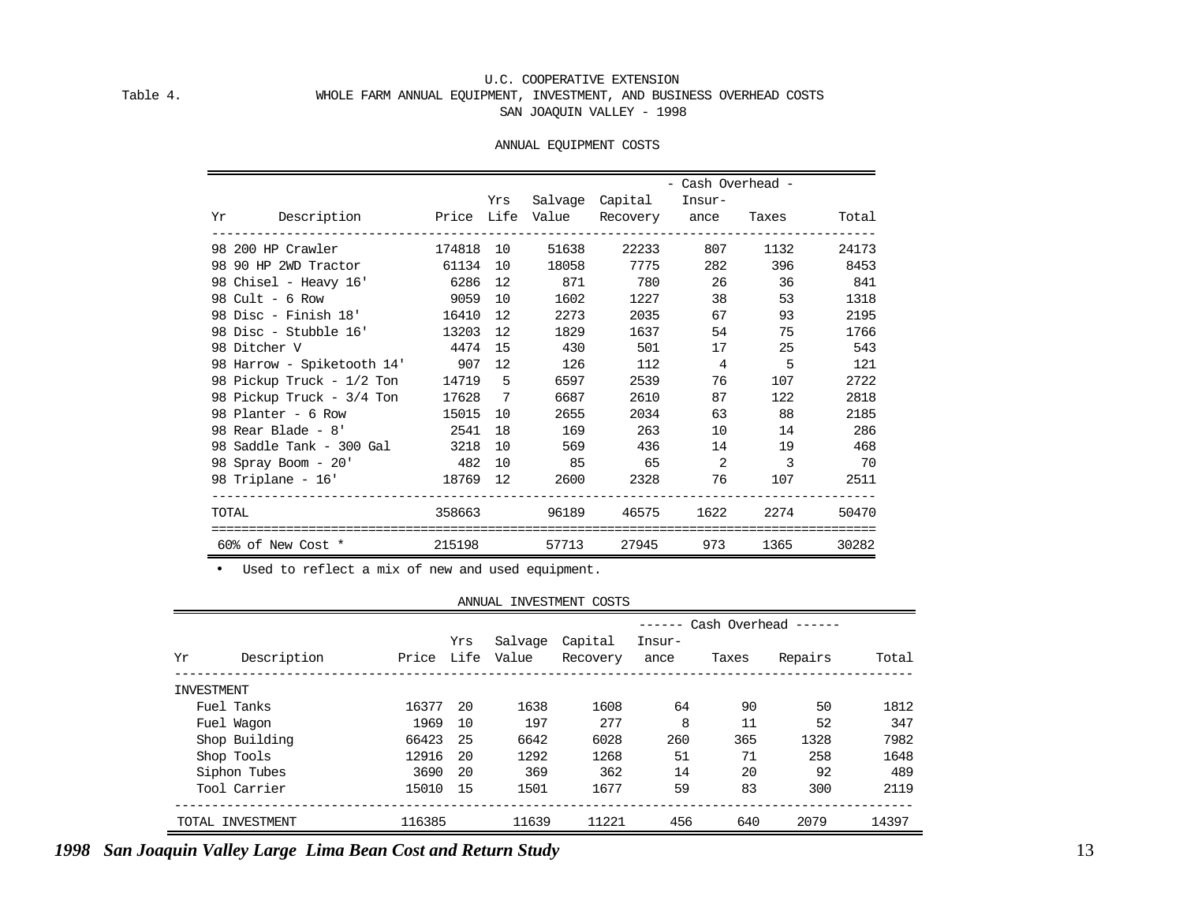U.C. COOPERATIVE EXTENSION

Table 4. WHOLE FARM ANNUAL EQUIPMENT, INVESTMENT, AND BUSINESS OVERHEAD COSTS

SAN JOAQUIN VALLEY - 1998

ANNUAL EQUIPMENT COSTS

| Yr | Description | Price | Yrs Life | Salvage Value | Capital Recovery | - Cash Overhead - Insur-ance | Taxes | Total |
|---|---|---|---|---|---|---|---|---|
| 98 | 200 HP Crawler | 174818 | 10 | 51638 | 22233 | 807 | 1132 | 24173 |
| 98 | 90 HP 2WD Tractor | 61134 | 10 | 18058 | 7775 | 282 | 396 | 8453 |
| 98 | Chisel - Heavy 16' | 6286 | 12 | 871 | 780 | 26 | 36 | 841 |
| 98 | Cult - 6 Row | 9059 | 10 | 1602 | 1227 | 38 | 53 | 1318 |
| 98 | Disc - Finish 18' | 16410 | 12 | 2273 | 2035 | 67 | 93 | 2195 |
| 98 | Disc - Stubble 16' | 13203 | 12 | 1829 | 1637 | 54 | 75 | 1766 |
| 98 | Ditcher V | 4474 | 15 | 430 | 501 | 17 | 25 | 543 |
| 98 | Harrow - Spiketooth 14' | 907 | 12 | 126 | 112 | 4 | 5 | 121 |
| 98 | Pickup Truck - 1/2 Ton | 14719 | 5 | 6597 | 2539 | 76 | 107 | 2722 |
| 98 | Pickup Truck - 3/4 Ton | 17628 | 7 | 6687 | 2610 | 87 | 122 | 2818 |
| 98 | Planter - 6 Row | 15015 | 10 | 2655 | 2034 | 63 | 88 | 2185 |
| 98 | Rear Blade - 8' | 2541 | 18 | 169 | 263 | 10 | 14 | 286 |
| 98 | Saddle Tank - 300 Gal | 3218 | 10 | 569 | 436 | 14 | 19 | 468 |
| 98 | Spray Boom - 20' | 482 | 10 | 85 | 65 | 2 | 3 | 70 |
| 98 | Triplane - 16' | 18769 | 12 | 2600 | 2328 | 76 | 107 | 2511 |
| TOTAL | | 358663 | | 96189 | 46575 | 1622 | 2274 | 50470 |
| 60% of New Cost * | | 215198 | | 57713 | 27945 | 973 | 1365 | 30282 |

* Used to reflect a mix of new and used equipment.

ANNUAL INVESTMENT COSTS

| Yr | Description | Price | Yrs Life | Salvage Value | Capital Recovery | ------ Cash Overhead ------ Insur-ance | Taxes | Repairs | Total |
|---|---|---|---|---|---|---|---|---|---|
| INVESTMENT | | | | | | | | | |
| | Fuel Tanks | 16377 | 20 | 1638 | 1608 | 64 | 90 | 50 | 1812 |
| | Fuel Wagon | 1969 | 10 | 197 | 277 | 8 | 11 | 52 | 347 |
| | Shop Building | 66423 | 25 | 6642 | 6028 | 260 | 365 | 1328 | 7982 |
| | Shop Tools | 12916 | 20 | 1292 | 1268 | 51 | 71 | 258 | 1648 |
| | Siphon Tubes | 3690 | 20 | 369 | 362 | 14 | 20 | 92 | 489 |
| | Tool Carrier | 15010 | 15 | 1501 | 1677 | 59 | 83 | 300 | 2119 |
| TOTAL INVESTMENT | | 116385 | | 11639 | 11221 | 456 | 640 | 2079 | 14397 |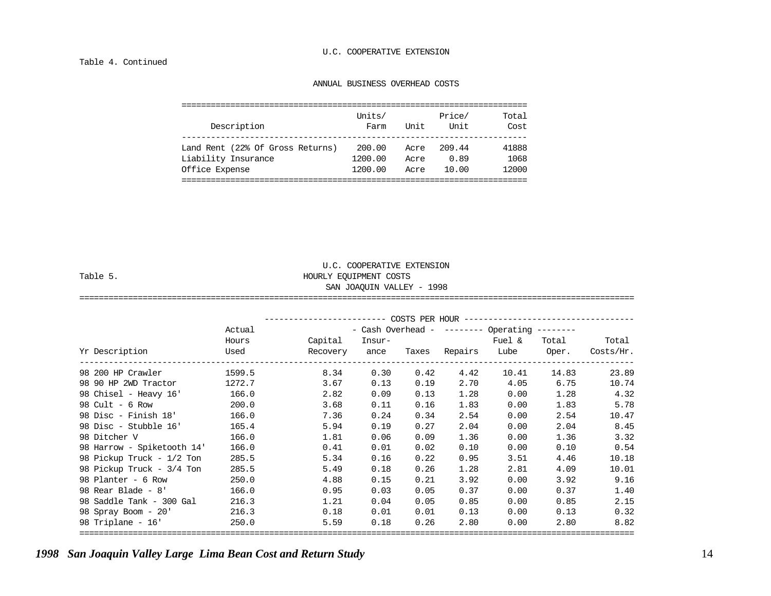U.C. COOPERATIVE EXTENSION

Table 4. Continued

ANNUAL BUSINESS OVERHEAD COSTS

| Description | Units/ Farm | Unit | Price/ Unit | Total Cost |
|---|---|---|---|---|
| Land Rent (22% Of Gross Returns) | 200.00 | Acre | 209.44 | 41888 |
| Liability Insurance | 1200.00 | Acre | 0.89 | 1068 |
| Office Expense | 1200.00 | Acre | 10.00 | 12000 |

U.C. COOPERATIVE EXTENSION

Table 5. HOURLY EQUIPMENT COSTS

SAN JOAQUIN VALLEY - 1998

| | | COSTS PER HOUR | | | | | | |
|---|---|---|---|---|---|---|---|---|
| | | | - Cash Overhead - | | -------- Operating -------- | | | |
| Yr Description | Actual Hours Used | Capital Recovery | Insur- ance | Taxes | Repairs | Fuel & Lube | Total Oper. | Total Costs/Hr. |
| 98 200 HP Crawler | 1599.5 | 8.34 | 0.30 | 0.42 | 4.42 | 10.41 | 14.83 | 23.89 |
| 98 90 HP 2WD Tractor | 1272.7 | 3.67 | 0.13 | 0.19 | 2.70 | 4.05 | 6.75 | 10.74 |
| 98 Chisel - Heavy 16' | 166.0 | 2.82 | 0.09 | 0.13 | 1.28 | 0.00 | 1.28 | 4.32 |
| 98 Cult - 6 Row | 200.0 | 3.68 | 0.11 | 0.16 | 1.83 | 0.00 | 1.83 | 5.78 |
| 98 Disc - Finish 18' | 166.0 | 7.36 | 0.24 | 0.34 | 2.54 | 0.00 | 2.54 | 10.47 |
| 98 Disc - Stubble 16' | 165.4 | 5.94 | 0.19 | 0.27 | 2.04 | 0.00 | 2.04 | 8.45 |
| 98 Ditcher V | 166.0 | 1.81 | 0.06 | 0.09 | 1.36 | 0.00 | 1.36 | 3.32 |
| 98 Harrow - Spiketooth 14' | 166.0 | 0.41 | 0.01 | 0.02 | 0.10 | 0.00 | 0.10 | 0.54 |
| 98 Pickup Truck - 1/2 Ton | 285.5 | 5.34 | 0.16 | 0.22 | 0.95 | 3.51 | 4.46 | 10.18 |
| 98 Pickup Truck - 3/4 Ton | 285.5 | 5.49 | 0.18 | 0.26 | 1.28 | 2.81 | 4.09 | 10.01 |
| 98 Planter - 6 Row | 250.0 | 4.88 | 0.15 | 0.21 | 3.92 | 0.00 | 3.92 | 9.16 |
| 98 Rear Blade - 8' | 166.0 | 0.95 | 0.03 | 0.05 | 0.37 | 0.00 | 0.37 | 1.40 |
| 98 Saddle Tank - 300 Gal | 216.3 | 1.21 | 0.04 | 0.05 | 0.85 | 0.00 | 0.85 | 2.15 |
| 98 Spray Boom - 20' | 216.3 | 0.18 | 0.01 | 0.01 | 0.13 | 0.00 | 0.13 | 0.32 |
| 98 Triplane - 16' | 250.0 | 5.59 | 0.18 | 0.26 | 2.80 | 0.00 | 2.80 | 8.82 |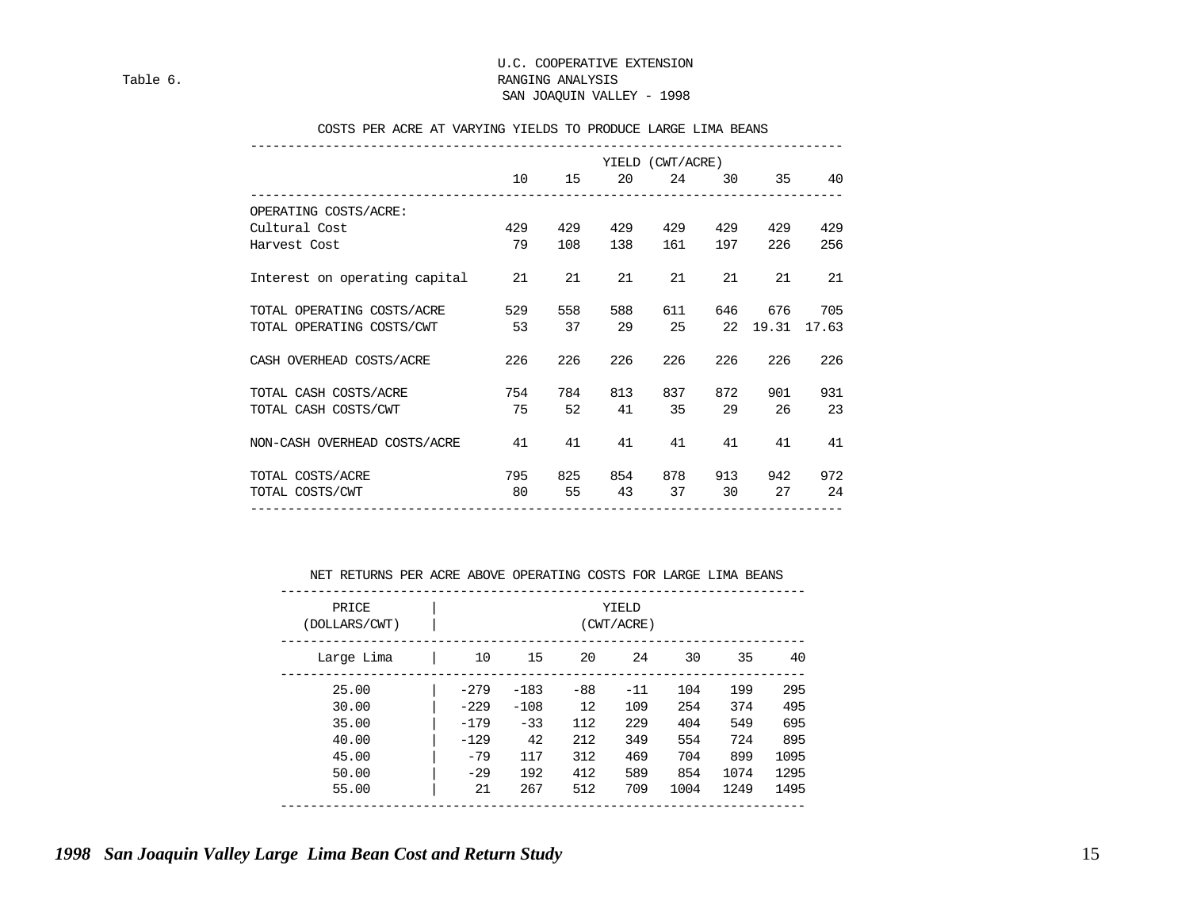U.C. COOPERATIVE EXTENSION

Table 6. RANGING ANALYSIS

SAN JOAQUIN VALLEY - 1998

COSTS PER ACRE AT VARYING YIELDS TO PRODUCE LARGE LIMA BEANS

| | YIELD (CWT/ACRE) | | | | | | |
|---|---|---|---|---|---|---|---|
| | 10 | 15 | 20 | 24 | 30 | 35 | 40 |
| OPERATING COSTS/ACRE: | | | | | | | |
| Cultural Cost | 429 | 429 | 429 | 429 | 429 | 429 | 429 |
| Harvest Cost | 79 | 108 | 138 | 161 | 197 | 226 | 256 |
| Interest on operating capital | 21 | 21 | 21 | 21 | 21 | 21 | 21 |
| TOTAL OPERATING COSTS/ACRE | 529 | 558 | 588 | 611 | 646 | 676 | 705 |
| TOTAL OPERATING COSTS/CWT | 53 | 37 | 29 | 25 | 22 | 19.31 | 17.63 |
| CASH OVERHEAD COSTS/ACRE | 226 | 226 | 226 | 226 | 226 | 226 | 226 |
| TOTAL CASH COSTS/ACRE | 754 | 784 | 813 | 837 | 872 | 901 | 931 |
| TOTAL CASH COSTS/CWT | 75 | 52 | 41 | 35 | 29 | 26 | 23 |
| NON-CASH OVERHEAD COSTS/ACRE | 41 | 41 | 41 | 41 | 41 | 41 | 41 |
| TOTAL COSTS/ACRE | 795 | 825 | 854 | 878 | 913 | 942 | 972 |
| TOTAL COSTS/CWT | 80 | 55 | 43 | 37 | 30 | 27 | 24 |

NET RETURNS PER ACRE ABOVE OPERATING COSTS FOR LARGE LIMA BEANS

| PRICE (DOLLARS/CWT) | YIELD (CWT/ACRE) | | | | | | |
|---|---|---|---|---|---|---|---|
| Large Lima | 10 | 15 | 20 | 24 | 30 | 35 | 40 |
| 25.00 | -279 | -183 | -88 | -11 | 104 | 199 | 295 |
| 30.00 | -229 | -108 | 12 | 109 | 254 | 374 | 495 |
| 35.00 | -179 | -33 | 112 | 229 | 404 | 549 | 695 |
| 40.00 | -129 | 42 | 212 | 349 | 554 | 724 | 895 |
| 45.00 | -79 | 117 | 312 | 469 | 704 | 899 | 1095 |
| 50.00 | -29 | 192 | 412 | 589 | 854 | 1074 | 1295 |
| 55.00 | 21 | 267 | 512 | 709 | 1004 | 1249 | 1495 |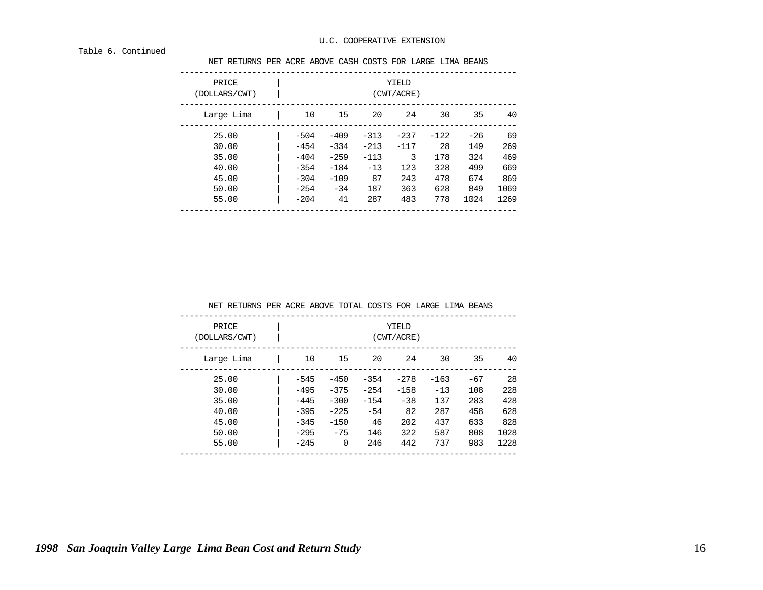U.C. COOPERATIVE EXTENSION

Table 6. Continued

NET RETURNS PER ACRE ABOVE CASH COSTS FOR LARGE LIMA BEANS

| PRICE (DOLLARS/CWT) | YIELD (CWT/ACRE) | | | | | | |
|---|---|---|---|---|---|---|---|
| Large Lima | 10 | 15 | 20 | 24 | 30 | 35 | 40 |
| 25.00 | -504 | -409 | -313 | -237 | -122 | -26 | 69 |
| 30.00 | -454 | -334 | -213 | -117 | 28 | 149 | 269 |
| 35.00 | -404 | -259 | -113 | 3 | 178 | 324 | 469 |
| 40.00 | -354 | -184 | -13 | 123 | 328 | 499 | 669 |
| 45.00 | -304 | -109 | 87 | 243 | 478 | 674 | 869 |
| 50.00 | -254 | -34 | 187 | 363 | 628 | 849 | 1069 |
| 55.00 | -204 | 41 | 287 | 483 | 778 | 1024 | 1269 |

NET RETURNS PER ACRE ABOVE TOTAL COSTS FOR LARGE LIMA BEANS

| PRICE (DOLLARS/CWT) | YIELD (CWT/ACRE) | | | | | | |
|---|---|---|---|---|---|---|---|
| Large Lima | 10 | 15 | 20 | 24 | 30 | 35 | 40 |
| 25.00 | -545 | -450 | -354 | -278 | -163 | -67 | 28 |
| 30.00 | -495 | -375 | -254 | -158 | -13 | 108 | 228 |
| 35.00 | -445 | -300 | -154 | -38 | 137 | 283 | 428 |
| 40.00 | -395 | -225 | -54 | 82 | 287 | 458 | 628 |
| 45.00 | -345 | -150 | 46 | 202 | 437 | 633 | 828 |
| 50.00 | -295 | -75 | 146 | 322 | 587 | 808 | 1028 |
| 55.00 | -245 | 0 | 246 | 442 | 737 | 983 | 1228 |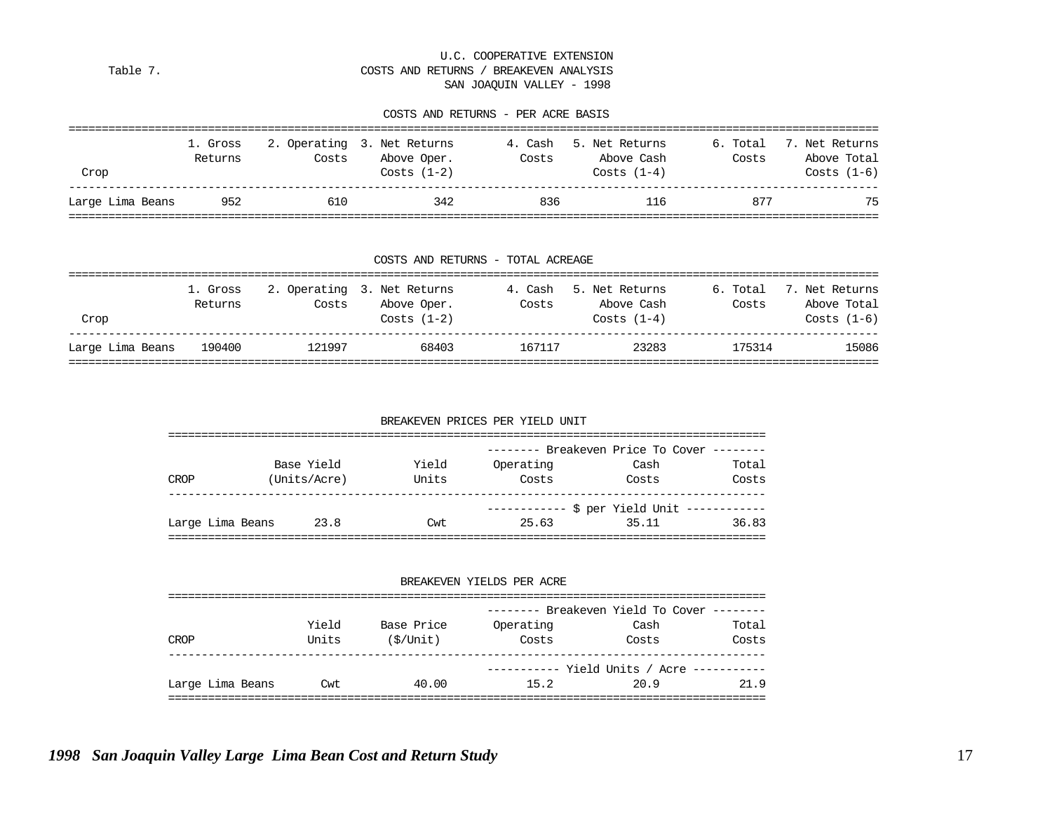U.C. COOPERATIVE EXTENSION

Table 7. COSTS AND RETURNS / BREAKEVEN ANALYSIS

SAN JOAQUIN VALLEY - 1998

COSTS AND RETURNS - PER ACRE BASIS

| Crop | 1. Gross Returns | 2. Operating Costs | 3. Net Returns Above Oper. Costs (1-2) | 4. Cash Costs | 5. Net Returns Above Cash Costs (1-4) | 6. Total Costs | 7. Net Returns Above Total Costs (1-6) |
|---|---|---|---|---|---|---|---|
| Large Lima Beans | 952 | 610 | 342 | 836 | 116 | 877 | 75 |

COSTS AND RETURNS - TOTAL ACREAGE

| Crop | 1. Gross Returns | 2. Operating Costs | 3. Net Returns Above Oper. Costs (1-2) | 4. Cash Costs | 5. Net Returns Above Cash Costs (1-4) | 6. Total Costs | 7. Net Returns Above Total Costs (1-6) |
|---|---|---|---|---|---|---|---|
| Large Lima Beans | 190400 | 121997 | 68403 | 167117 | 23283 | 175314 | 15086 |

BREAKEVEN PRICES PER YIELD UNIT

| | | | -------- Breakeven Price To Cover -------- | | |
|---|---|---|---|---|---|
| CROP | Base Yield (Units/Acre) | Yield Units | Operating Costs | Cash Costs | Total Costs |
| | | | ------------ $ per Yield Unit ------------ | | |
| Large Lima Beans | 23.8 | Cwt | 25.63 | 35.11 | 36.83 |

BREAKEVEN YIELDS PER ACRE

| | | | -------- Breakeven Yield To Cover -------- | | |
|---|---|---|---|---|---|
| CROP | Yield Units | Base Price ($/Unit) | Operating Costs | Cash Costs | Total Costs |
| | | | ----------- Yield Units / Acre ----------- | | |
| Large Lima Beans | Cwt | 40.00 | 15.2 | 20.9 | 21.9 |